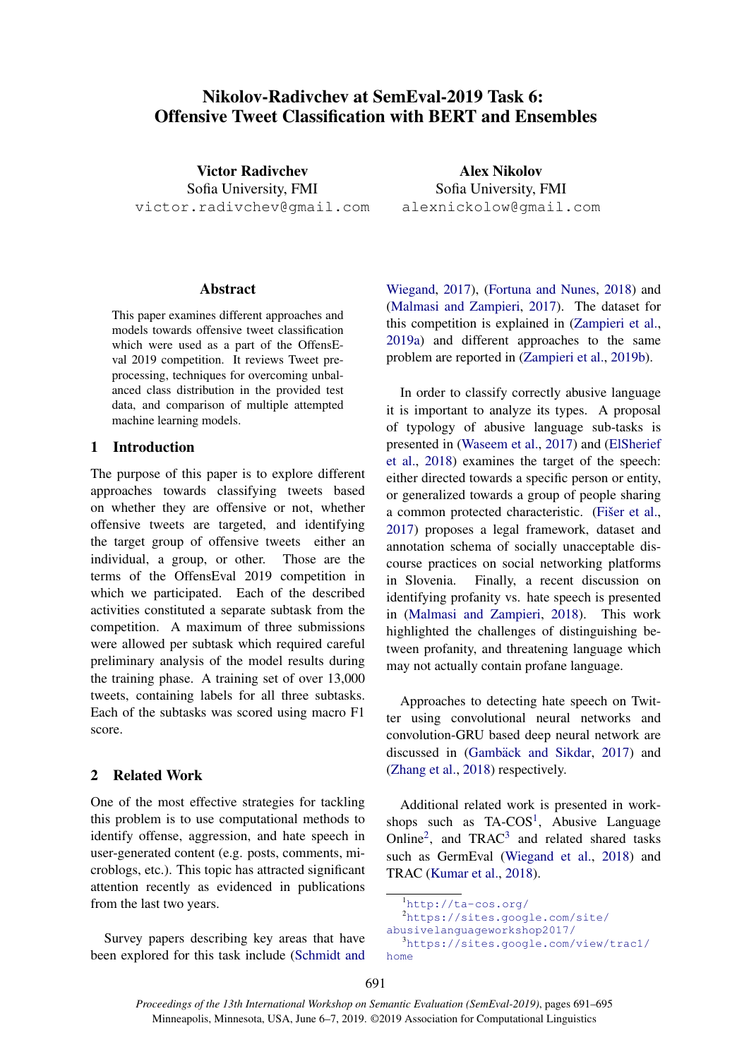# Nikolov-Radivchev at SemEval-2019 Task 6: Offensive Tweet Classification with BERT and Ensembles

**Victor Radivchev**
Sofia University, FMI
victor.radivchev@gmail.com

**Alex Nikolov**
Sofia University, FMI
alexnickolow@gmail.com

## Abstract

This paper examines different approaches and models towards offensive tweet classification which were used as a part of the OffensEval 2019 competition. It reviews Tweet preprocessing, techniques for overcoming unbalanced class distribution in the provided test data, and comparison of multiple attempted machine learning models.

## 1 Introduction

The purpose of this paper is to explore different approaches towards classifying tweets based on whether they are offensive or not, whether offensive tweets are targeted, and identifying the target group of offensive tweets either an individual, a group, or other. Those are the terms of the OffensEval 2019 competition in which we participated. Each of the described activities constituted a separate subtask from the competition. A maximum of three submissions were allowed per subtask which required careful preliminary analysis of the model results during the training phase. A training set of over 13,000 tweets, containing labels for all three subtasks. Each of the subtasks was scored using macro F1 score.

## 2 Related Work

One of the most effective strategies for tackling this problem is to use computational methods to identify offense, aggression, and hate speech in user-generated content (e.g. posts, comments, microblogs, etc.). This topic has attracted significant attention recently as evidenced in publications from the last two years.

Survey papers describing key areas that have been explored for this task include (Schmidt and Wiegand, 2017), (Fortuna and Nunes, 2018) and (Malmasi and Zampieri, 2017). The dataset for this competition is explained in (Zampieri et al., 2019a) and different approaches to the same problem are reported in (Zampieri et al., 2019b).

In order to classify correctly abusive language it is important to analyze its types. A proposal of typology of abusive language sub-tasks is presented in (Waseem et al., 2017) and (ElSherief et al., 2018) examines the target of the speech: either directed towards a specific person or entity, or generalized towards a group of people sharing a common protected characteristic. (Fišer et al., 2017) proposes a legal framework, dataset and annotation schema of socially unacceptable discourse practices on social networking platforms in Slovenia. Finally, a recent discussion on identifying profanity vs. hate speech is presented in (Malmasi and Zampieri, 2018). This work highlighted the challenges of distinguishing between profanity, and threatening language which may not actually contain profane language.

Approaches to detecting hate speech on Twitter using convolutional neural networks and convolution-GRU based deep neural network are discussed in (Gambäck and Sikdar, 2017) and (Zhang et al., 2018) respectively.

Additional related work is presented in workshops such as TA-COS[1], Abusive Language Online[2], and TRAC[3] and related shared tasks such as GermEval (Wiegand et al., 2018) and TRAC (Kumar et al., 2018).

[1] http://ta-cos.org/

[2] https://sites.google.com/site/abusivelanguageworkshop2017/

[3] https://sites.google.com/view/trac1/home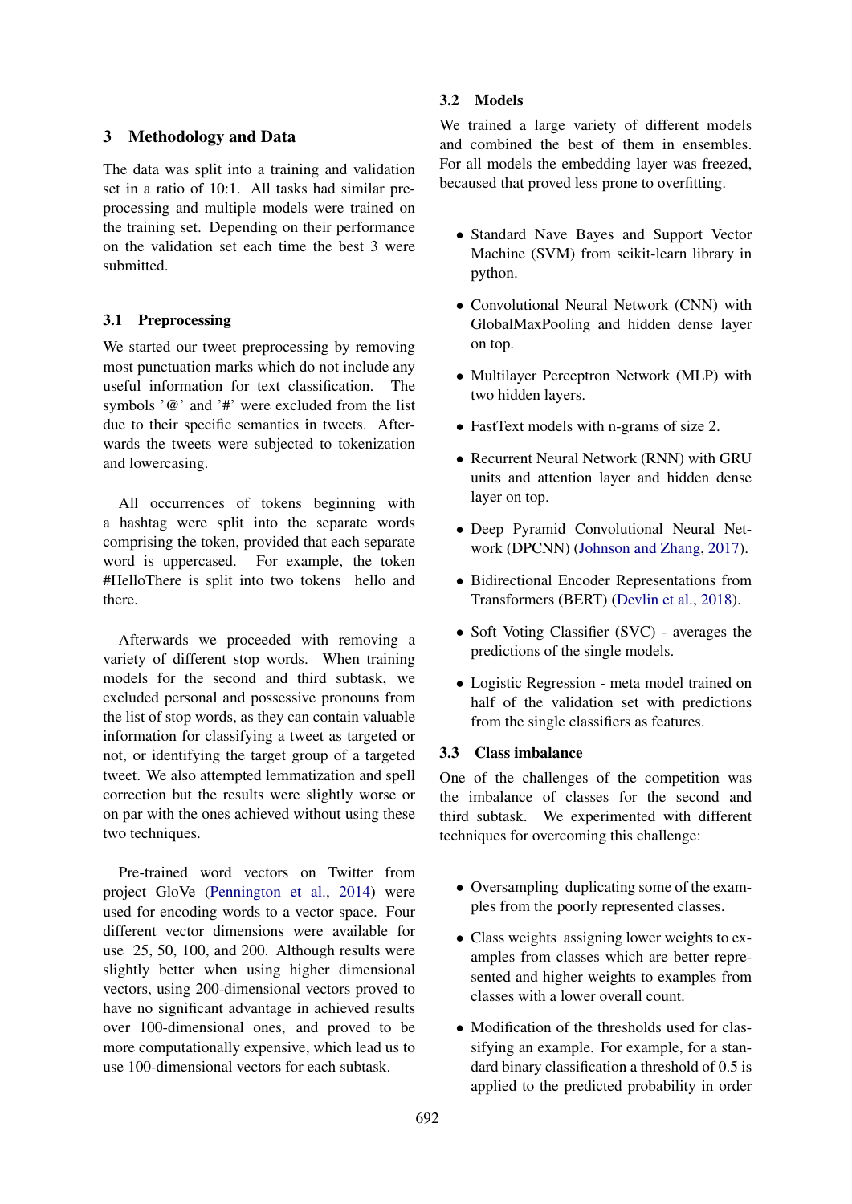## 3 Methodology and Data

The data was split into a training and validation set in a ratio of 10:1. All tasks had similar preprocessing and multiple models were trained on the training set. Depending on their performance on the validation set each time the best 3 were submitted.

### 3.1 Preprocessing

We started our tweet preprocessing by removing most punctuation marks which do not include any useful information for text classification. The symbols '@' and '#' were excluded from the list due to their specific semantics in tweets. Afterwards the tweets were subjected to tokenization and lowercasing.

All occurrences of tokens beginning with a hashtag were split into the separate words comprising the token, provided that each separate word is uppercased. For example, the token #HelloThere is split into two tokens hello and there.

Afterwards we proceeded with removing a variety of different stop words. When training models for the second and third subtask, we excluded personal and possessive pronouns from the list of stop words, as they can contain valuable information for classifying a tweet as targeted or not, or identifying the target group of a targeted tweet. We also attempted lemmatization and spell correction but the results were slightly worse or on par with the ones achieved without using these two techniques.

Pre-trained word vectors on Twitter from project GloVe (Pennington et al., 2014) were used for encoding words to a vector space. Four different vector dimensions were available for use 25, 50, 100, and 200. Although results were slightly better when using higher dimensional vectors, using 200-dimensional vectors proved to have no significant advantage in achieved results over 100-dimensional ones, and proved to be more computationally expensive, which lead us to use 100-dimensional vectors for each subtask.

### 3.2 Models

We trained a large variety of different models and combined the best of them in ensembles. For all models the embedding layer was freezed, becaused that proved less prone to overfitting.

- Standard Nave Bayes and Support Vector Machine (SVM) from scikit-learn library in python.
- Convolutional Neural Network (CNN) with GlobalMaxPooling and hidden dense layer on top.
- Multilayer Perceptron Network (MLP) with two hidden layers.
- FastText models with n-grams of size 2.
- Recurrent Neural Network (RNN) with GRU units and attention layer and hidden dense layer on top.
- Deep Pyramid Convolutional Neural Network (DPCNN) (Johnson and Zhang, 2017).
- Bidirectional Encoder Representations from Transformers (BERT) (Devlin et al., 2018).
- Soft Voting Classifier (SVC) - averages the predictions of the single models.
- Logistic Regression - meta model trained on half of the validation set with predictions from the single classifiers as features.

### 3.3 Class imbalance

One of the challenges of the competition was the imbalance of classes for the second and third subtask. We experimented with different techniques for overcoming this challenge:

- Oversampling duplicating some of the examples from the poorly represented classes.
- Class weights assigning lower weights to examples from classes which are better represented and higher weights to examples from classes with a lower overall count.
- Modification of the thresholds used for classifying an example. For example, for a standard binary classification a threshold of 0.5 is applied to the predicted probability in order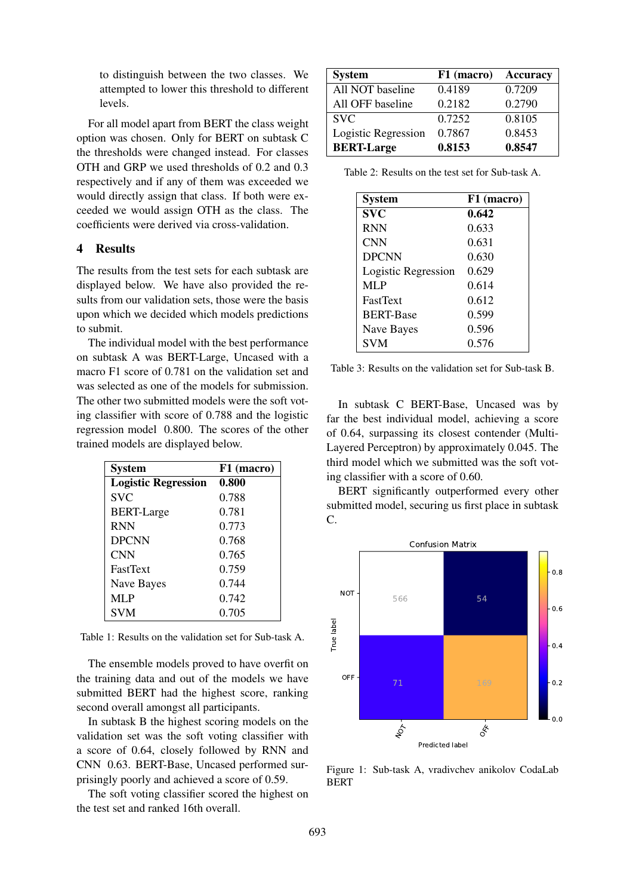to distinguish between the two classes. We attempted to lower this threshold to different levels.

For all model apart from BERT the class weight option was chosen. Only for BERT on subtask C the thresholds were changed instead. For classes OTH and GRP we used thresholds of 0.2 and 0.3 respectively and if any of them was exceeded we would directly assign that class. If both were exceeded we would assign OTH as the class. The coefficients were derived via cross-validation.

## 4 Results

The results from the test sets for each subtask are displayed below. We have also provided the results from our validation sets, those were the basis upon which we decided which models predictions to submit.

The individual model with the best performance on subtask A was BERT-Large, Uncased with a macro F1 score of 0.781 on the validation set and was selected as one of the models for submission. The other two submitted models were the soft voting classifier with score of 0.788 and the logistic regression model 0.800. The scores of the other trained models are displayed below.

| System | F1 (macro) |
|---|---|
| **Logistic Regression** | **0.800** |
| SVC | 0.788 |
| BERT-Large | 0.781 |
| RNN | 0.773 |
| DPCNN | 0.768 |
| CNN | 0.765 |
| FastText | 0.759 |
| Nave Bayes | 0.744 |
| MLP | 0.742 |
| SVM | 0.705 |

Table 1: Results on the validation set for Sub-task A.

The ensemble models proved to have overfit on the training data and out of the models we have submitted BERT had the highest score, ranking second overall amongst all participants.

In subtask B the highest scoring models on the validation set was the soft voting classifier with a score of 0.64, closely followed by RNN and CNN 0.63. BERT-Base, Uncased performed surprisingly poorly and achieved a score of 0.59.

The soft voting classifier scored the highest on the test set and ranked 16th overall.

| System | F1 (macro) | Accuracy |
|---|---|---|
| All NOT baseline | 0.4189 | 0.7209 |
| All OFF baseline | 0.2182 | 0.2790 |
| SVC | 0.7252 | 0.8105 |
| Logistic Regression | 0.7867 | 0.8453 |
| **BERT-Large** | **0.8153** | **0.8547** |

Table 2: Results on the test set for Sub-task A.

| System | F1 (macro) |
|---|---|
| **SVC** | **0.642** |
| RNN | 0.633 |
| CNN | 0.631 |
| DPCNN | 0.630 |
| Logistic Regression | 0.629 |
| MLP | 0.614 |
| FastText | 0.612 |
| BERT-Base | 0.599 |
| Nave Bayes | 0.596 |
| SVM | 0.576 |

Table 3: Results on the validation set for Sub-task B.

In subtask C BERT-Base, Uncased was by far the best individual model, achieving a score of 0.64, surpassing its closest contender (Multi-Layered Perceptron) by approximately 0.045. The third model which we submitted was the soft voting classifier with a score of 0.60.

BERT significantly outperformed every other submitted model, securing us first place in subtask C.

Figure 1: Sub-task A, vradivchev anikolov CodaLab BERT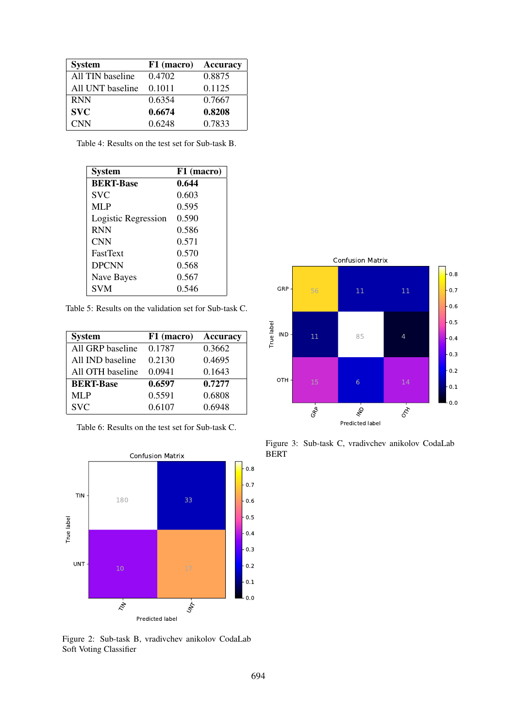| System | F1 (macro) | Accuracy |
|---|---|---|
| All TIN baseline | 0.4702 | 0.8875 |
| All UNT baseline | 0.1011 | 0.1125 |
| RNN | 0.6354 | 0.7667 |
| **SVC** | **0.6674** | **0.8208** |
| CNN | 0.6248 | 0.7833 |

Table 4: Results on the test set for Sub-task B.

| System | F1 (macro) |
|---|---|
| **BERT-Base** | **0.644** |
| SVC | 0.603 |
| MLP | 0.595 |
| Logistic Regression | 0.590 |
| RNN | 0.586 |
| CNN | 0.571 |
| FastText | 0.570 |
| DPCNN | 0.568 |
| Nave Bayes | 0.567 |
| SVM | 0.546 |

Table 5: Results on the validation set for Sub-task C.

| System | F1 (macro) | Accuracy |
|---|---|---|
| All GRP baseline | 0.1787 | 0.3662 |
| All IND baseline | 0.2130 | 0.4695 |
| All OTH baseline | 0.0941 | 0.1643 |
| **BERT-Base** | **0.6597** | **0.7277** |
| MLP | 0.5591 | 0.6808 |
| SVC | 0.6107 | 0.6948 |

Table 6: Results on the test set for Sub-task C.

Confusion Matrix

| True label \ Predicted label | TIN | UNT |
|---|---|---|
| TIN | 180 | 33 |
| UNT | 10 | 17 |

Figure 2: Sub-task B, vradivchev anikolov CodaLab Soft Voting Classifier

Confusion Matrix

| True label \ Predicted label | GRP | IND | OTH |
|---|---|---|---|
| GRP | 56 | 11 | 11 |
| IND | 11 | 85 | 4 |
| OTH | 15 | 6 | 14 |

Figure 3: Sub-task C, vradivchev anikolov CodaLab BERT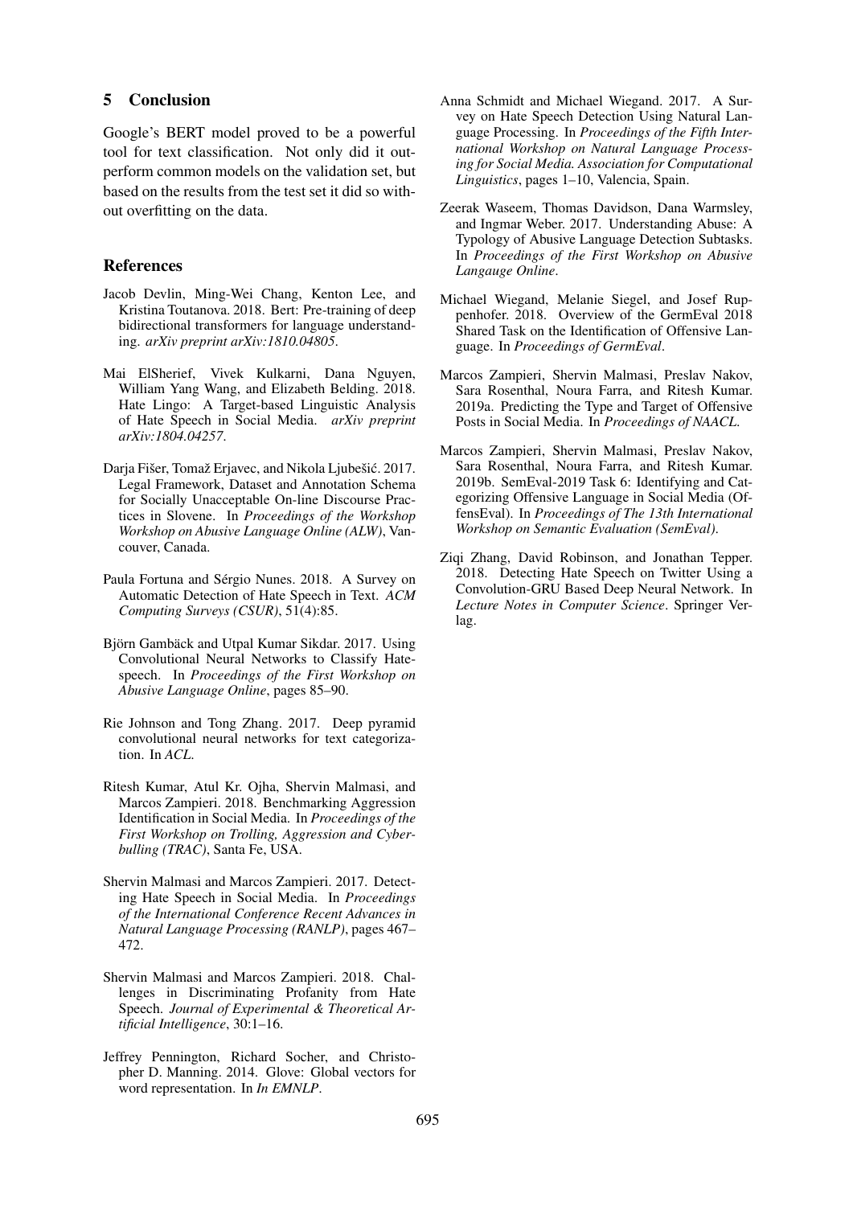## 5 Conclusion

Google's BERT model proved to be a powerful tool for text classification. Not only did it outperform common models on the validation set, but based on the results from the test set it did so without overfitting on the data.

## References

Jacob Devlin, Ming-Wei Chang, Kenton Lee, and Kristina Toutanova. 2018. Bert: Pre-training of deep bidirectional transformers for language understanding. *arXiv preprint arXiv:1810.04805*.

Mai ElSherief, Vivek Kulkarni, Dana Nguyen, William Yang Wang, and Elizabeth Belding. 2018. Hate Lingo: A Target-based Linguistic Analysis of Hate Speech in Social Media. *arXiv preprint arXiv:1804.04257*.

Darja Fišer, Tomaž Erjavec, and Nikola Ljubešić. 2017. Legal Framework, Dataset and Annotation Schema for Socially Unacceptable On-line Discourse Practices in Slovene. In *Proceedings of the Workshop Workshop on Abusive Language Online (ALW)*, Vancouver, Canada.

Paula Fortuna and Sérgio Nunes. 2018. A Survey on Automatic Detection of Hate Speech in Text. *ACM Computing Surveys (CSUR)*, 51(4):85.

Björn Gambäck and Utpal Kumar Sikdar. 2017. Using Convolutional Neural Networks to Classify Hate-speech. In *Proceedings of the First Workshop on Abusive Language Online*, pages 85–90.

Rie Johnson and Tong Zhang. 2017. Deep pyramid convolutional neural networks for text categorization. In *ACL*.

Ritesh Kumar, Atul Kr. Ojha, Shervin Malmasi, and Marcos Zampieri. 2018. Benchmarking Aggression Identification in Social Media. In *Proceedings of the First Workshop on Trolling, Aggression and Cyberbulling (TRAC)*, Santa Fe, USA.

Shervin Malmasi and Marcos Zampieri. 2017. Detecting Hate Speech in Social Media. In *Proceedings of the International Conference Recent Advances in Natural Language Processing (RANLP)*, pages 467–472.

Shervin Malmasi and Marcos Zampieri. 2018. Challenges in Discriminating Profanity from Hate Speech. *Journal of Experimental & Theoretical Artificial Intelligence*, 30:1–16.

Jeffrey Pennington, Richard Socher, and Christopher D. Manning. 2014. Glove: Global vectors for word representation. In *In EMNLP*.

Anna Schmidt and Michael Wiegand. 2017. A Survey on Hate Speech Detection Using Natural Language Processing. In *Proceedings of the Fifth International Workshop on Natural Language Processing for Social Media. Association for Computational Linguistics*, pages 1–10, Valencia, Spain.

Zeerak Waseem, Thomas Davidson, Dana Warmsley, and Ingmar Weber. 2017. Understanding Abuse: A Typology of Abusive Language Detection Subtasks. In *Proceedings of the First Workshop on Abusive Langauge Online*.

Michael Wiegand, Melanie Siegel, and Josef Ruppenhofer. 2018. Overview of the GermEval 2018 Shared Task on the Identification of Offensive Language. In *Proceedings of GermEval*.

Marcos Zampieri, Shervin Malmasi, Preslav Nakov, Sara Rosenthal, Noura Farra, and Ritesh Kumar. 2019a. Predicting the Type and Target of Offensive Posts in Social Media. In *Proceedings of NAACL*.

Marcos Zampieri, Shervin Malmasi, Preslav Nakov, Sara Rosenthal, Noura Farra, and Ritesh Kumar. 2019b. SemEval-2019 Task 6: Identifying and Categorizing Offensive Language in Social Media (OffensEval). In *Proceedings of The 13th International Workshop on Semantic Evaluation (SemEval)*.

Ziqi Zhang, David Robinson, and Jonathan Tepper. 2018. Detecting Hate Speech on Twitter Using a Convolution-GRU Based Deep Neural Network. In *Lecture Notes in Computer Science*. Springer Verlag.